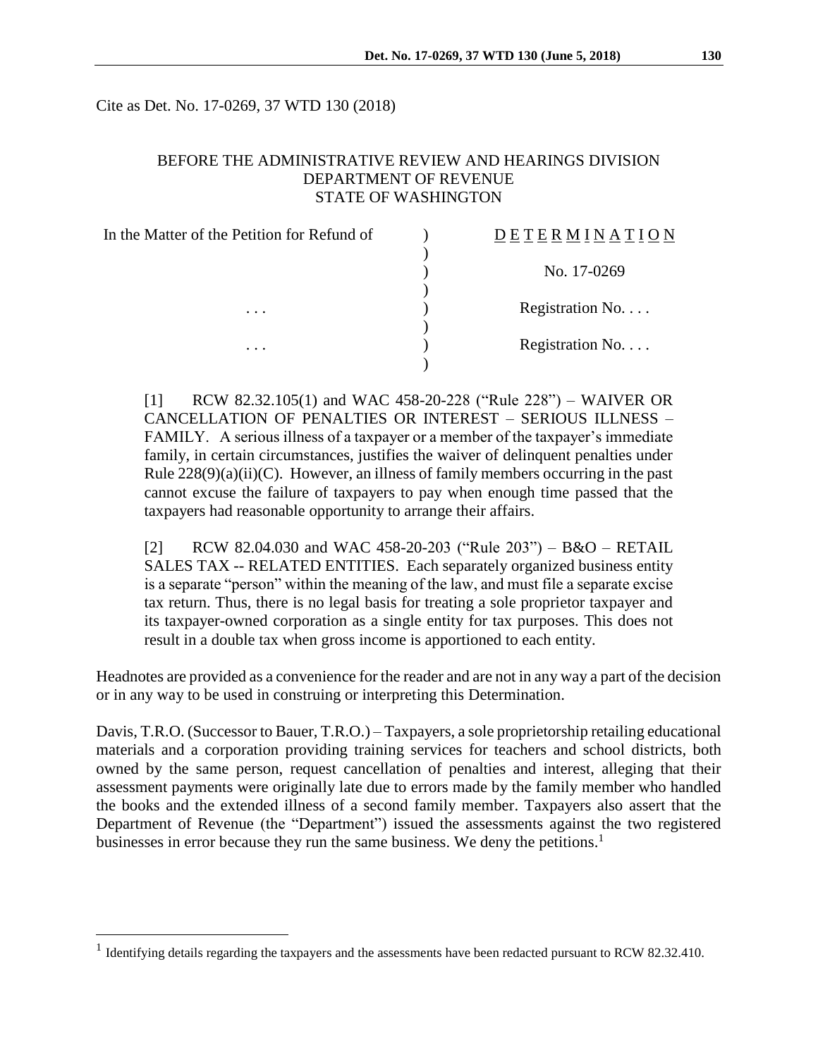Cite as Det. No. 17-0269, 37 WTD 130 (2018)

BEFORE THE ADMINISTRATIVE REVIEW AND HEARINGS DIVISION
DEPARTMENT OF REVENUE
STATE OF WASHINGTON

| In the Matter of the Petition for Refund of | ) | DETERMINATION |
|---|---|---|
| | ) | |
| | ) | No. 17-0269 |
| | ) | |
| . . . | ) | Registration No. . . . |
| | ) | |
| . . . | ) | Registration No. . . . |
| | ) | |

[1] RCW 82.32.105(1) and WAC 458-20-228 ("Rule 228") – WAIVER OR CANCELLATION OF PENALTIES OR INTEREST – SERIOUS ILLNESS – FAMILY. A serious illness of a taxpayer or a member of the taxpayer's immediate family, in certain circumstances, justifies the waiver of delinquent penalties under Rule 228(9)(a)(ii)(C). However, an illness of family members occurring in the past cannot excuse the failure of taxpayers to pay when enough time passed that the taxpayers had reasonable opportunity to arrange their affairs.

[2] RCW 82.04.030 and WAC 458-20-203 ("Rule 203") – B&O – RETAIL SALES TAX -- RELATED ENTITIES. Each separately organized business entity is a separate "person" within the meaning of the law, and must file a separate excise tax return. Thus, there is no legal basis for treating a sole proprietor taxpayer and its taxpayer-owned corporation as a single entity for tax purposes. This does not result in a double tax when gross income is apportioned to each entity.

Headnotes are provided as a convenience for the reader and are not in any way a part of the decision or in any way to be used in construing or interpreting this Determination.

Davis, T.R.O. (Successor to Bauer, T.R.O.) – Taxpayers, a sole proprietorship retailing educational materials and a corporation providing training services for teachers and school districts, both owned by the same person, request cancellation of penalties and interest, alleging that their assessment payments were originally late due to errors made by the family member who handled the books and the extended illness of a second family member. Taxpayers also assert that the Department of Revenue (the "Department") issued the assessments against the two registered businesses in error because they run the same business. We deny the petitions.[1]

[1] Identifying details regarding the taxpayers and the assessments have been redacted pursuant to RCW 82.32.410.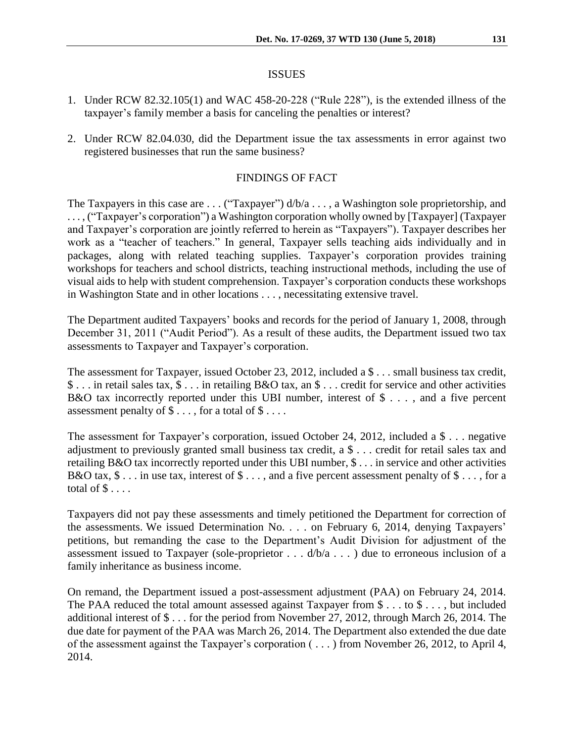## ISSUES

1. Under RCW 82.32.105(1) and WAC 458-20-228 ("Rule 228"), is the extended illness of the taxpayer's family member a basis for canceling the penalties or interest?

2. Under RCW 82.04.030, did the Department issue the tax assessments in error against two registered businesses that run the same business?

## FINDINGS OF FACT

The Taxpayers in this case are . . . ("Taxpayer") d/b/a . . . , a Washington sole proprietorship, and . . . , ("Taxpayer's corporation") a Washington corporation wholly owned by [Taxpayer] (Taxpayer and Taxpayer's corporation are jointly referred to herein as "Taxpayers"). Taxpayer describes her work as a "teacher of teachers." In general, Taxpayer sells teaching aids individually and in packages, along with related teaching supplies. Taxpayer's corporation provides training workshops for teachers and school districts, teaching instructional methods, including the use of visual aids to help with student comprehension. Taxpayer's corporation conducts these workshops in Washington State and in other locations . . . , necessitating extensive travel.

The Department audited Taxpayers' books and records for the period of January 1, 2008, through December 31, 2011 ("Audit Period"). As a result of these audits, the Department issued two tax assessments to Taxpayer and Taxpayer's corporation.

The assessment for Taxpayer, issued October 23, 2012, included a $ . . . small business tax credit, $ . . . in retail sales tax, $ . . . in retailing B&O tax, an $ . . . credit for service and other activities B&O tax incorrectly reported under this UBI number, interest of $ . . . , and a five percent assessment penalty of $ . . . , for a total of $ . . . .

The assessment for Taxpayer's corporation, issued October 24, 2012, included a $ . . . negative adjustment to previously granted small business tax credit, a $ . . . credit for retail sales tax and retailing B&O tax incorrectly reported under this UBI number, $ . . . in service and other activities B&O tax, $ . . . in use tax, interest of $ . . . , and a five percent assessment penalty of $ . . . , for a total of $ . . . .

Taxpayers did not pay these assessments and timely petitioned the Department for correction of the assessments. We issued Determination No. . . . on February 6, 2014, denying Taxpayers' petitions, but remanding the case to the Department's Audit Division for adjustment of the assessment issued to Taxpayer (sole-proprietor . . . d/b/a . . . ) due to erroneous inclusion of a family inheritance as business income.

On remand, the Department issued a post-assessment adjustment (PAA) on February 24, 2014. The PAA reduced the total amount assessed against Taxpayer from $ . . . to $ . . . , but included additional interest of $ . . . for the period from November 27, 2012, through March 26, 2014. The due date for payment of the PAA was March 26, 2014. The Department also extended the due date of the assessment against the Taxpayer's corporation ( . . . ) from November 26, 2012, to April 4, 2014.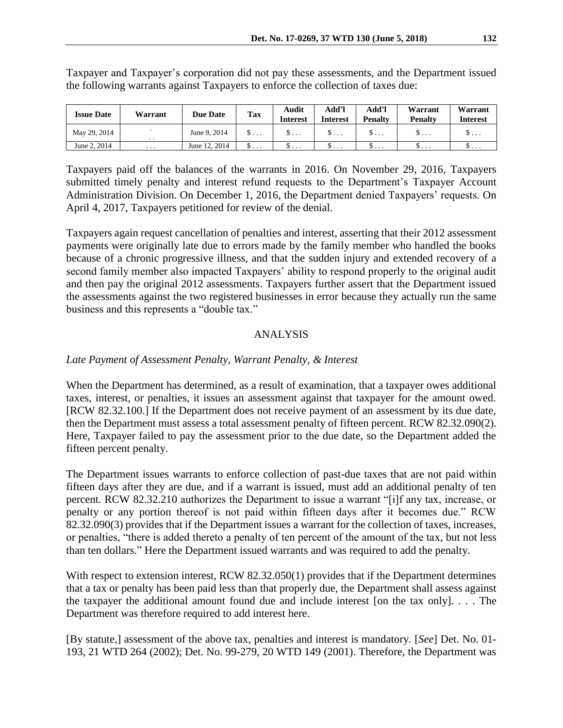Taxpayer and Taxpayer's corporation did not pay these assessments, and the Department issued the following warrants against Taxpayers to enforce the collection of taxes due:

| Issue Date | Warrant | Due Date | Tax | Audit Interest | Add'l Interest | Add'l Penalty | Warrant Penalty | Warrant Interest |
|---|---|---|---|---|---|---|---|---|
| May 29, 2014 | . . . | June 9, 2014 | $ . . . | $ . . . | $ . . . | $ . . . | $ . . . | $ . . . |
| June 2, 2014 | . . . | June 12, 2014 | $ . . . | $ . . . | $ . . . | $ . . . | $ . . . | $ . . . |

Taxpayers paid off the balances of the warrants in 2016. On November 29, 2016, Taxpayers submitted timely penalty and interest refund requests to the Department's Taxpayer Account Administration Division. On December 1, 2016, the Department denied Taxpayers' requests. On April 4, 2017, Taxpayers petitioned for review of the denial.

Taxpayers again request cancellation of penalties and interest, asserting that their 2012 assessment payments were originally late due to errors made by the family member who handled the books because of a chronic progressive illness, and that the sudden injury and extended recovery of a second family member also impacted Taxpayers' ability to respond properly to the original audit and then pay the original 2012 assessments. Taxpayers further assert that the Department issued the assessments against the two registered businesses in error because they actually run the same business and this represents a "double tax."

## ANALYSIS

*Late Payment of Assessment Penalty, Warrant Penalty, & Interest*

When the Department has determined, as a result of examination, that a taxpayer owes additional taxes, interest, or penalties, it issues an assessment against that taxpayer for the amount owed. [RCW 82.32.100.] If the Department does not receive payment of an assessment by its due date, then the Department must assess a total assessment penalty of fifteen percent. RCW 82.32.090(2). Here, Taxpayer failed to pay the assessment prior to the due date, so the Department added the fifteen percent penalty.

The Department issues warrants to enforce collection of past-due taxes that are not paid within fifteen days after they are due, and if a warrant is issued, must add an additional penalty of ten percent. RCW 82.32.210 authorizes the Department to issue a warrant "[i]f any tax, increase, or penalty or any portion thereof is not paid within fifteen days after it becomes due." RCW 82.32.090(3) provides that if the Department issues a warrant for the collection of taxes, increases, or penalties, "there is added thereto a penalty of ten percent of the amount of the tax, but not less than ten dollars." Here the Department issued warrants and was required to add the penalty.

With respect to extension interest, RCW 82.32.050(1) provides that if the Department determines that a tax or penalty has been paid less than that properly due, the Department shall assess against the taxpayer the additional amount found due and include interest [on the tax only]. . . . The Department was therefore required to add interest here.

[By statute,] assessment of the above tax, penalties and interest is mandatory. [*See*] Det. No. 01-193, 21 WTD 264 (2002); Det. No. 99-279, 20 WTD 149 (2001). Therefore, the Department was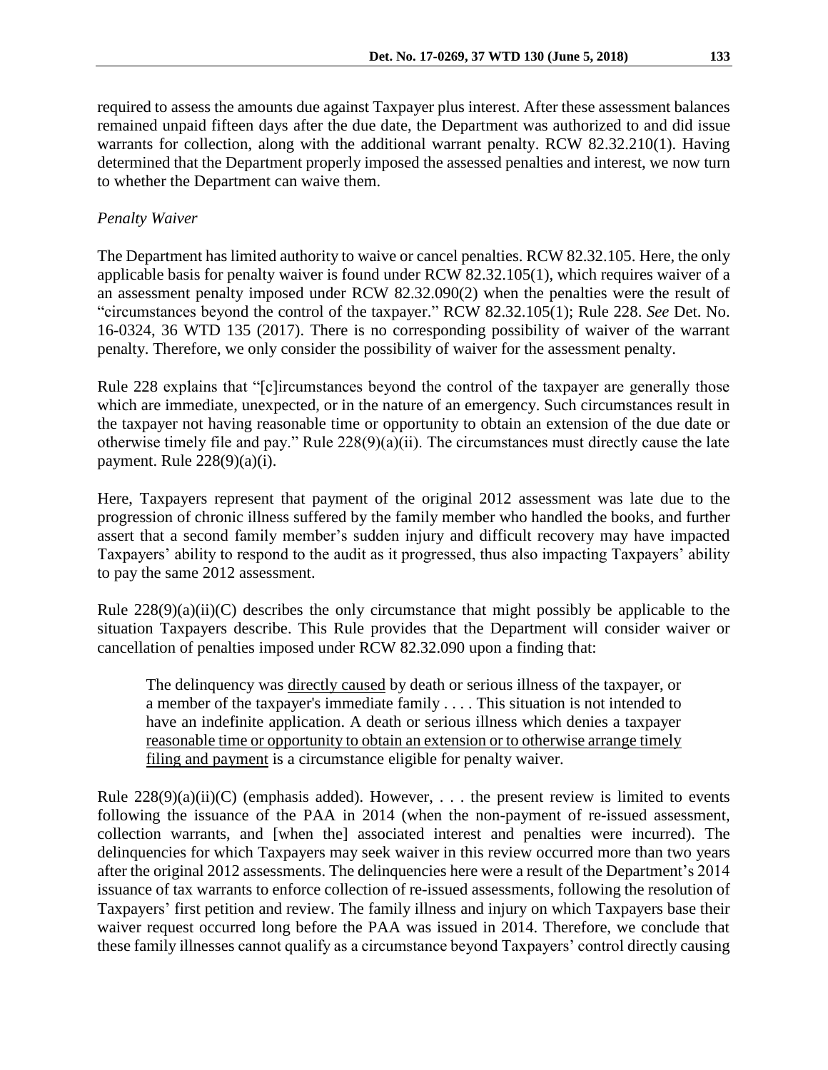required to assess the amounts due against Taxpayer plus interest. After these assessment balances remained unpaid fifteen days after the due date, the Department was authorized to and did issue warrants for collection, along with the additional warrant penalty. RCW 82.32.210(1). Having determined that the Department properly imposed the assessed penalties and interest, we now turn to whether the Department can waive them.

*Penalty Waiver*

The Department has limited authority to waive or cancel penalties. RCW 82.32.105. Here, the only applicable basis for penalty waiver is found under RCW 82.32.105(1), which requires waiver of a an assessment penalty imposed under RCW 82.32.090(2) when the penalties were the result of "circumstances beyond the control of the taxpayer." RCW 82.32.105(1); Rule 228. *See* Det. No. 16-0324, 36 WTD 135 (2017). There is no corresponding possibility of waiver of the warrant penalty. Therefore, we only consider the possibility of waiver for the assessment penalty.

Rule 228 explains that "[c]ircumstances beyond the control of the taxpayer are generally those which are immediate, unexpected, or in the nature of an emergency. Such circumstances result in the taxpayer not having reasonable time or opportunity to obtain an extension of the due date or otherwise timely file and pay." Rule 228(9)(a)(ii). The circumstances must directly cause the late payment. Rule 228(9)(a)(i).

Here, Taxpayers represent that payment of the original 2012 assessment was late due to the progression of chronic illness suffered by the family member who handled the books, and further assert that a second family member's sudden injury and difficult recovery may have impacted Taxpayers' ability to respond to the audit as it progressed, thus also impacting Taxpayers' ability to pay the same 2012 assessment.

Rule 228(9)(a)(ii)(C) describes the only circumstance that might possibly be applicable to the situation Taxpayers describe. This Rule provides that the Department will consider waiver or cancellation of penalties imposed under RCW 82.32.090 upon a finding that:

> The delinquency was <u>directly caused</u> by death or serious illness of the taxpayer, or a member of the taxpayer's immediate family . . . . This situation is not intended to have an indefinite application. A death or serious illness which denies a taxpayer <u>reasonable time or opportunity to obtain an extension or to otherwise arrange timely filing and payment</u> is a circumstance eligible for penalty waiver.

Rule 228(9)(a)(ii)(C) (emphasis added). However, . . . the present review is limited to events following the issuance of the PAA in 2014 (when the non-payment of re-issued assessment, collection warrants, and [when the] associated interest and penalties were incurred). The delinquencies for which Taxpayers may seek waiver in this review occurred more than two years after the original 2012 assessments. The delinquencies here were a result of the Department's 2014 issuance of tax warrants to enforce collection of re-issued assessments, following the resolution of Taxpayers' first petition and review. The family illness and injury on which Taxpayers base their waiver request occurred long before the PAA was issued in 2014. Therefore, we conclude that these family illnesses cannot qualify as a circumstance beyond Taxpayers' control directly causing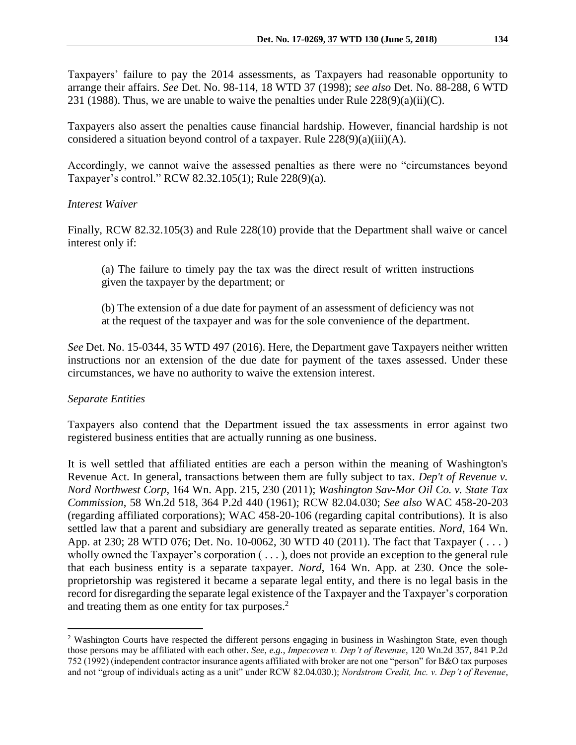Taxpayers' failure to pay the 2014 assessments, as Taxpayers had reasonable opportunity to arrange their affairs. *See* Det. No. 98-114, 18 WTD 37 (1998); *see also* Det. No. 88-288, 6 WTD 231 (1988). Thus, we are unable to waive the penalties under Rule 228(9)(a)(ii)(C).

Taxpayers also assert the penalties cause financial hardship. However, financial hardship is not considered a situation beyond control of a taxpayer. Rule 228(9)(a)(iii)(A).

Accordingly, we cannot waive the assessed penalties as there were no "circumstances beyond Taxpayer's control." RCW 82.32.105(1); Rule 228(9)(a).

*Interest Waiver*

Finally, RCW 82.32.105(3) and Rule 228(10) provide that the Department shall waive or cancel interest only if:

> (a) The failure to timely pay the tax was the direct result of written instructions given the taxpayer by the department; or
>
> (b) The extension of a due date for payment of an assessment of deficiency was not at the request of the taxpayer and was for the sole convenience of the department.

*See* Det. No. 15-0344, 35 WTD 497 (2016). Here, the Department gave Taxpayers neither written instructions nor an extension of the due date for payment of the taxes assessed. Under these circumstances, we have no authority to waive the extension interest.

*Separate Entities*

Taxpayers also contend that the Department issued the tax assessments in error against two registered business entities that are actually running as one business.

It is well settled that affiliated entities are each a person within the meaning of Washington's Revenue Act. In general, transactions between them are fully subject to tax. *Dep't of Revenue v. Nord Northwest Corp*, 164 Wn. App. 215, 230 (2011); *Washington Sav-Mor Oil Co. v. State Tax Commission*, 58 Wn.2d 518, 364 P.2d 440 (1961); RCW 82.04.030; *See also* WAC 458-20-203 (regarding affiliated corporations); WAC 458-20-106 (regarding capital contributions). It is also settled law that a parent and subsidiary are generally treated as separate entities. *Nord*, 164 Wn. App. at 230; 28 WTD 076; Det. No. 10-0062, 30 WTD 40 (2011). The fact that Taxpayer ( . . . ) wholly owned the Taxpayer's corporation ( . . . ), does not provide an exception to the general rule that each business entity is a separate taxpayer. *Nord*, 164 Wn. App. at 230. Once the sole-proprietorship was registered it became a separate legal entity, and there is no legal basis in the record for disregarding the separate legal existence of the Taxpayer and the Taxpayer's corporation and treating them as one entity for tax purposes.[2]

---

[2] Washington Courts have respected the different persons engaging in business in Washington State, even though those persons may be affiliated with each other. *See, e.g., Impecoven v. Dep't of Revenue*, 120 Wn.2d 357, 841 P.2d 752 (1992) (independent contractor insurance agents affiliated with broker are not one "person" for B&O tax purposes and not "group of individuals acting as a unit" under RCW 82.04.030.); *Nordstrom Credit, Inc. v. Dep't of Revenue*,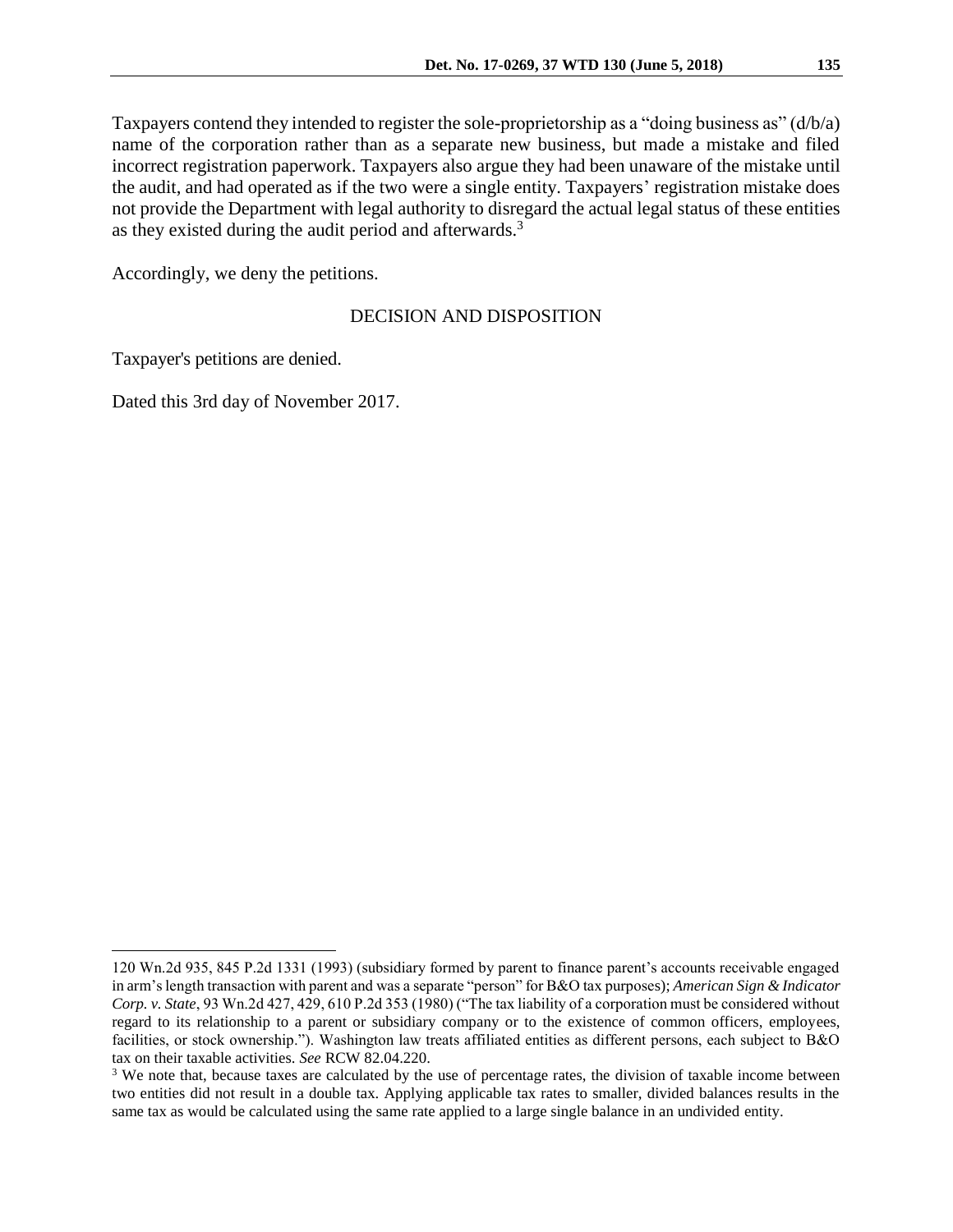Taxpayers contend they intended to register the sole-proprietorship as a "doing business as" (d/b/a) name of the corporation rather than as a separate new business, but made a mistake and filed incorrect registration paperwork. Taxpayers also argue they had been unaware of the mistake until the audit, and had operated as if the two were a single entity. Taxpayers' registration mistake does not provide the Department with legal authority to disregard the actual legal status of these entities as they existed during the audit period and afterwards.[3]

Accordingly, we deny the petitions.

## DECISION AND DISPOSITION

Taxpayer's petitions are denied.

Dated this 3rd day of November 2017.

---

120 Wn.2d 935, 845 P.2d 1331 (1993) (subsidiary formed by parent to finance parent's accounts receivable engaged in arm's length transaction with parent and was a separate "person" for B&O tax purposes); *American Sign & Indicator Corp. v. State*, 93 Wn.2d 427, 429, 610 P.2d 353 (1980) ("The tax liability of a corporation must be considered without regard to its relationship to a parent or subsidiary company or to the existence of common officers, employees, facilities, or stock ownership."). Washington law treats affiliated entities as different persons, each subject to B&O tax on their taxable activities. *See* RCW 82.04.220.

[3] We note that, because taxes are calculated by the use of percentage rates, the division of taxable income between two entities did not result in a double tax. Applying applicable tax rates to smaller, divided balances results in the same tax as would be calculated using the same rate applied to a large single balance in an undivided entity.